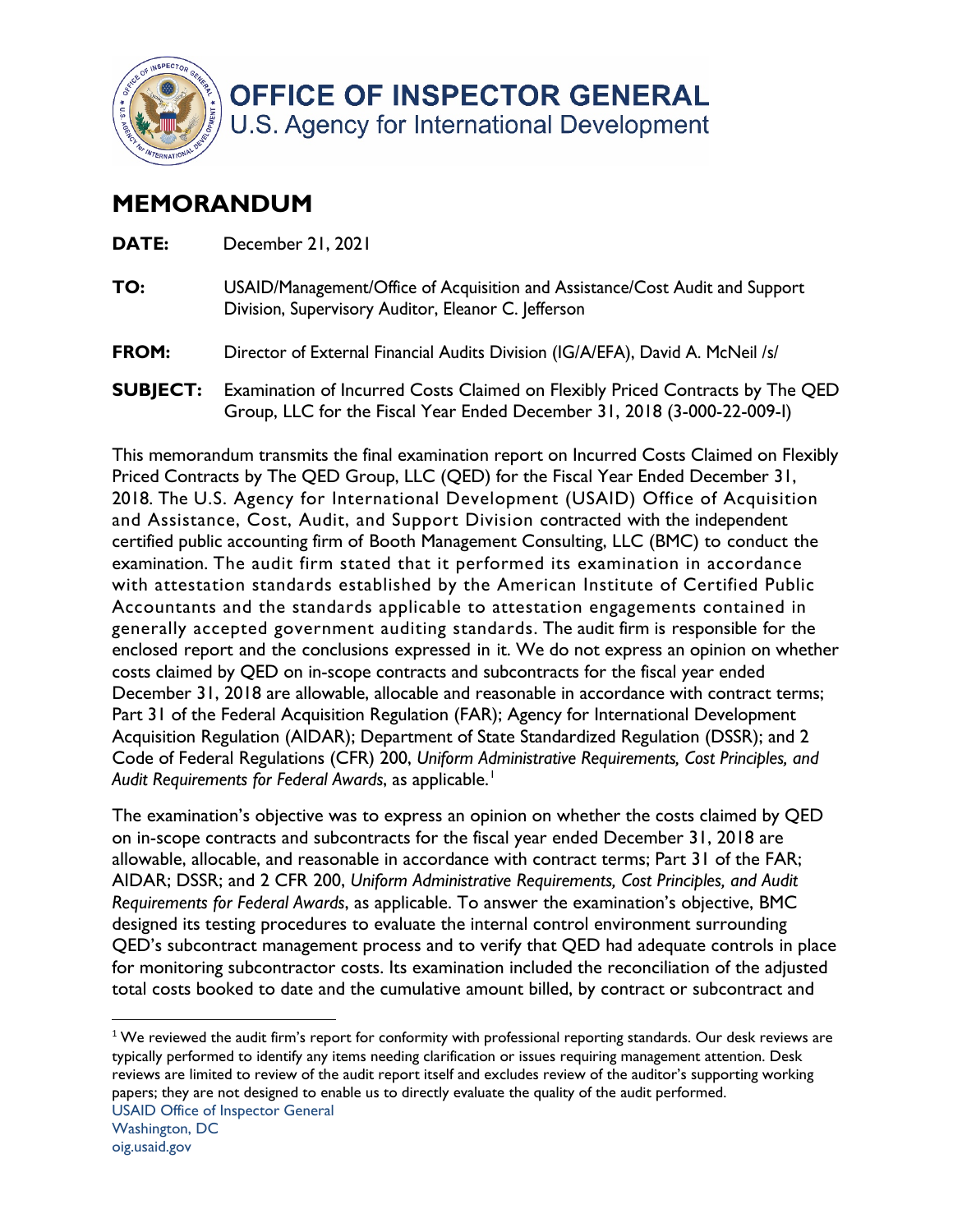# OFFICE OF INSPECTOR GENERAL

U.S. Agency for International Development

## MEMORANDUM

**DATE:** December 21, 2021

**TO:** USAID/Management/Office of Acquisition and Assistance/Cost Audit and Support Division, Supervisory Auditor, Eleanor C. Jefferson

**FROM:** Director of External Financial Audits Division (IG/A/EFA), David A. McNeil /s/

**SUBJECT:** Examination of Incurred Costs Claimed on Flexibly Priced Contracts by The QED Group, LLC for the Fiscal Year Ended December 31, 2018 (3-000-22-009-I)

This memorandum transmits the final examination report on Incurred Costs Claimed on Flexibly Priced Contracts by The QED Group, LLC (QED) for the Fiscal Year Ended December 31, 2018. The U.S. Agency for International Development (USAID) Office of Acquisition and Assistance, Cost, Audit, and Support Division contracted with the independent certified public accounting firm of Booth Management Consulting, LLC (BMC) to conduct the examination. The audit firm stated that it performed its examination in accordance with attestation standards established by the American Institute of Certified Public Accountants and the standards applicable to attestation engagements contained in generally accepted government auditing standards. The audit firm is responsible for the enclosed report and the conclusions expressed in it. We do not express an opinion on whether costs claimed by QED on in-scope contracts and subcontracts for the fiscal year ended December 31, 2018 are allowable, allocable and reasonable in accordance with contract terms; Part 31 of the Federal Acquisition Regulation (FAR); Agency for International Development Acquisition Regulation (AIDAR); Department of State Standardized Regulation (DSSR); and 2 Code of Federal Regulations (CFR) 200, *Uniform Administrative Requirements, Cost Principles, and Audit Requirements for Federal Awards*, as applicable.[1]

The examination's objective was to express an opinion on whether the costs claimed by QED on in-scope contracts and subcontracts for the fiscal year ended December 31, 2018 are allowable, allocable, and reasonable in accordance with contract terms; Part 31 of the FAR; AIDAR; DSSR; and 2 CFR 200, *Uniform Administrative Requirements, Cost Principles, and Audit Requirements for Federal Awards*, as applicable. To answer the examination's objective, BMC designed its testing procedures to evaluate the internal control environment surrounding QED's subcontract management process and to verify that QED had adequate controls in place for monitoring subcontractor costs. Its examination included the reconciliation of the adjusted total costs booked to date and the cumulative amount billed, by contract or subcontract and

[1] We reviewed the audit firm's report for conformity with professional reporting standards. Our desk reviews are typically performed to identify any items needing clarification or issues requiring management attention. Desk reviews are limited to review of the audit report itself and excludes review of the auditor's supporting working papers; they are not designed to enable us to directly evaluate the quality of the audit performed.

USAID Office of Inspector General
Washington, DC
oig.usaid.gov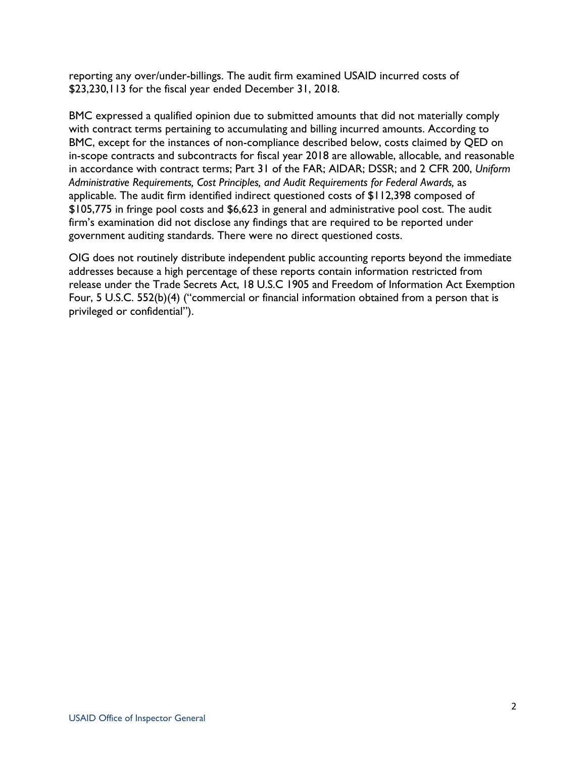reporting any over/under-billings. The audit firm examined USAID incurred costs of $23,230,113 for the fiscal year ended December 31, 2018.

BMC expressed a qualified opinion due to submitted amounts that did not materially comply with contract terms pertaining to accumulating and billing incurred amounts. According to BMC, except for the instances of non-compliance described below, costs claimed by QED on in-scope contracts and subcontracts for fiscal year 2018 are allowable, allocable, and reasonable in accordance with contract terms; Part 31 of the FAR; AIDAR; DSSR; and 2 CFR 200, *Uniform Administrative Requirements, Cost Principles, and Audit Requirements for Federal Awards,* as applicable. The audit firm identified indirect questioned costs of $112,398 composed of $105,775 in fringe pool costs and $6,623 in general and administrative pool cost. The audit firm's examination did not disclose any findings that are required to be reported under government auditing standards. There were no direct questioned costs.

OIG does not routinely distribute independent public accounting reports beyond the immediate addresses because a high percentage of these reports contain information restricted from release under the Trade Secrets Act, 18 U.S.C 1905 and Freedom of Information Act Exemption Four, 5 U.S.C. 552(b)(4) ("commercial or financial information obtained from a person that is privileged or confidential").